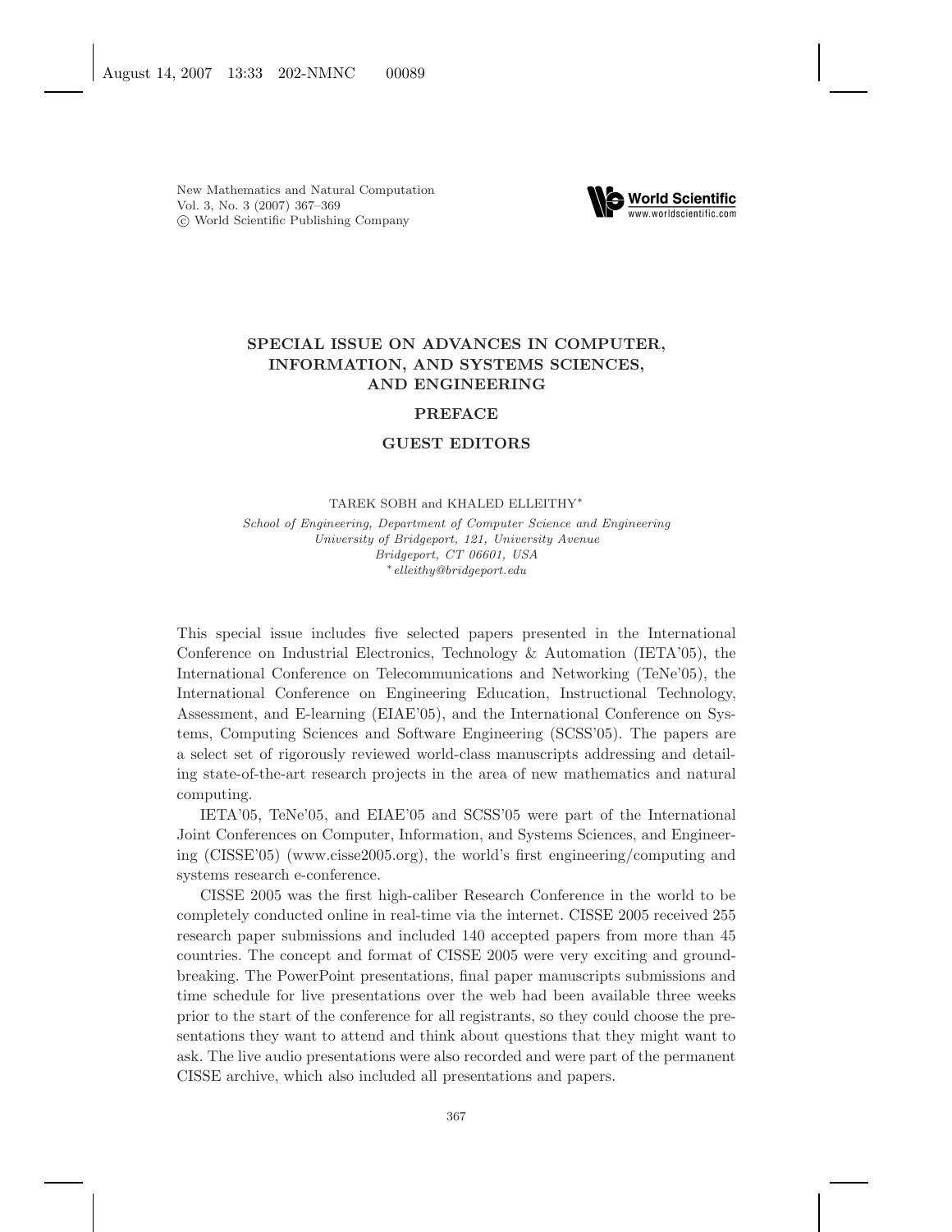# SPECIAL ISSUE ON ADVANCES IN COMPUTER, INFORMATION, AND SYSTEMS SCIENCES, AND ENGINEERING

## PREFACE

## GUEST EDITORS

TAREK SOBH and KHALED ELLEITHY*

*School of Engineering, Department of Computer Science and Engineering*
*University of Bridgeport, 121, University Avenue*
*Bridgeport, CT 06601, USA*
*\*elleithy@bridgeport.edu*

This special issue includes five selected papers presented in the International Conference on Industrial Electronics, Technology & Automation (IETA'05), the International Conference on Telecommunications and Networking (TeNe'05), the International Conference on Engineering Education, Instructional Technology, Assessment, and E-learning (EIAE'05), and the International Conference on Systems, Computing Sciences and Software Engineering (SCSS'05). The papers are a select set of rigorously reviewed world-class manuscripts addressing and detailing state-of-the-art research projects in the area of new mathematics and natural computing.

IETA'05, TeNe'05, and EIAE'05 and SCSS'05 were part of the International Joint Conferences on Computer, Information, and Systems Sciences, and Engineering (CISSE'05) (www.cisse2005.org), the world's first engineering/computing and systems research e-conference.

CISSE 2005 was the first high-caliber Research Conference in the world to be completely conducted online in real-time via the internet. CISSE 2005 received 255 research paper submissions and included 140 accepted papers from more than 45 countries. The concept and format of CISSE 2005 were very exciting and groundbreaking. The PowerPoint presentations, final paper manuscripts submissions and time schedule for live presentations over the web had been available three weeks prior to the start of the conference for all registrants, so they could choose the presentations they want to attend and think about questions that they might want to ask. The live audio presentations were also recorded and were part of the permanent CISSE archive, which also included all presentations and papers.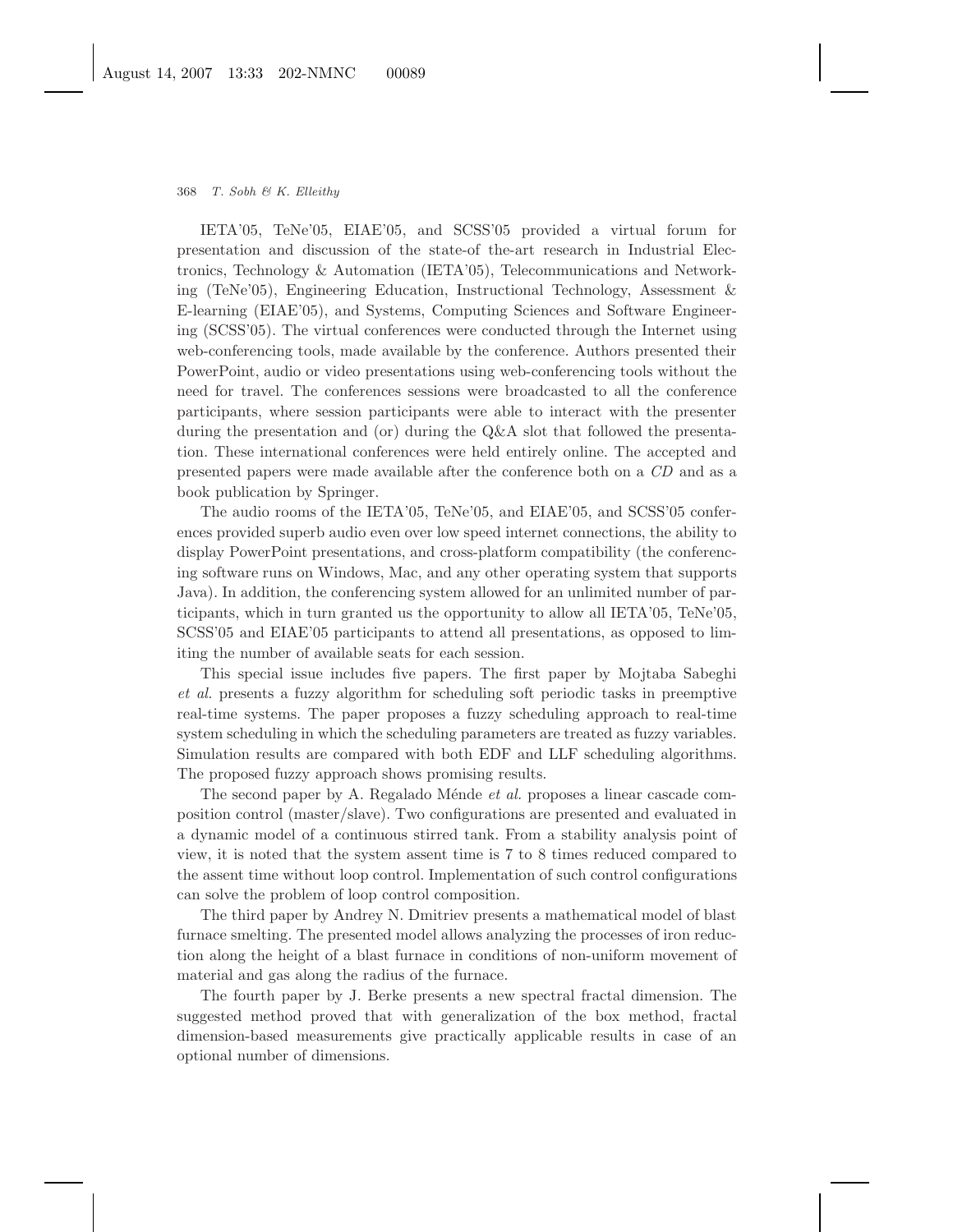IETA'05, TeNe'05, EIAE'05, and SCSS'05 provided a virtual forum for presentation and discussion of the state-of the-art research in Industrial Electronics, Technology & Automation (IETA'05), Telecommunications and Networking (TeNe'05), Engineering Education, Instructional Technology, Assessment & E-learning (EIAE'05), and Systems, Computing Sciences and Software Engineering (SCSS'05). The virtual conferences were conducted through the Internet using web-conferencing tools, made available by the conference. Authors presented their PowerPoint, audio or video presentations using web-conferencing tools without the need for travel. The conferences sessions were broadcasted to all the conference participants, where session participants were able to interact with the presenter during the presentation and (or) during the Q&A slot that followed the presentation. These international conferences were held entirely online. The accepted and presented papers were made available after the conference both on a *CD* and as a book publication by Springer.

The audio rooms of the IETA'05, TeNe'05, and EIAE'05, and SCSS'05 conferences provided superb audio even over low speed internet connections, the ability to display PowerPoint presentations, and cross-platform compatibility (the conferencing software runs on Windows, Mac, and any other operating system that supports Java). In addition, the conferencing system allowed for an unlimited number of participants, which in turn granted us the opportunity to allow all IETA'05, TeNe'05, SCSS'05 and EIAE'05 participants to attend all presentations, as opposed to limiting the number of available seats for each session.

This special issue includes five papers. The first paper by Mojtaba Sabeghi *et al.* presents a fuzzy algorithm for scheduling soft periodic tasks in preemptive real-time systems. The paper proposes a fuzzy scheduling approach to real-time system scheduling in which the scheduling parameters are treated as fuzzy variables. Simulation results are compared with both EDF and LLF scheduling algorithms. The proposed fuzzy approach shows promising results.

The second paper by A. Regalado Ménde *et al.* proposes a linear cascade composition control (master/slave). Two configurations are presented and evaluated in a dynamic model of a continuous stirred tank. From a stability analysis point of view, it is noted that the system assent time is 7 to 8 times reduced compared to the assent time without loop control. Implementation of such control configurations can solve the problem of loop control composition.

The third paper by Andrey N. Dmitriev presents a mathematical model of blast furnace smelting. The presented model allows analyzing the processes of iron reduction along the height of a blast furnace in conditions of non-uniform movement of material and gas along the radius of the furnace.

The fourth paper by J. Berke presents a new spectral fractal dimension. The suggested method proved that with generalization of the box method, fractal dimension-based measurements give practically applicable results in case of an optional number of dimensions.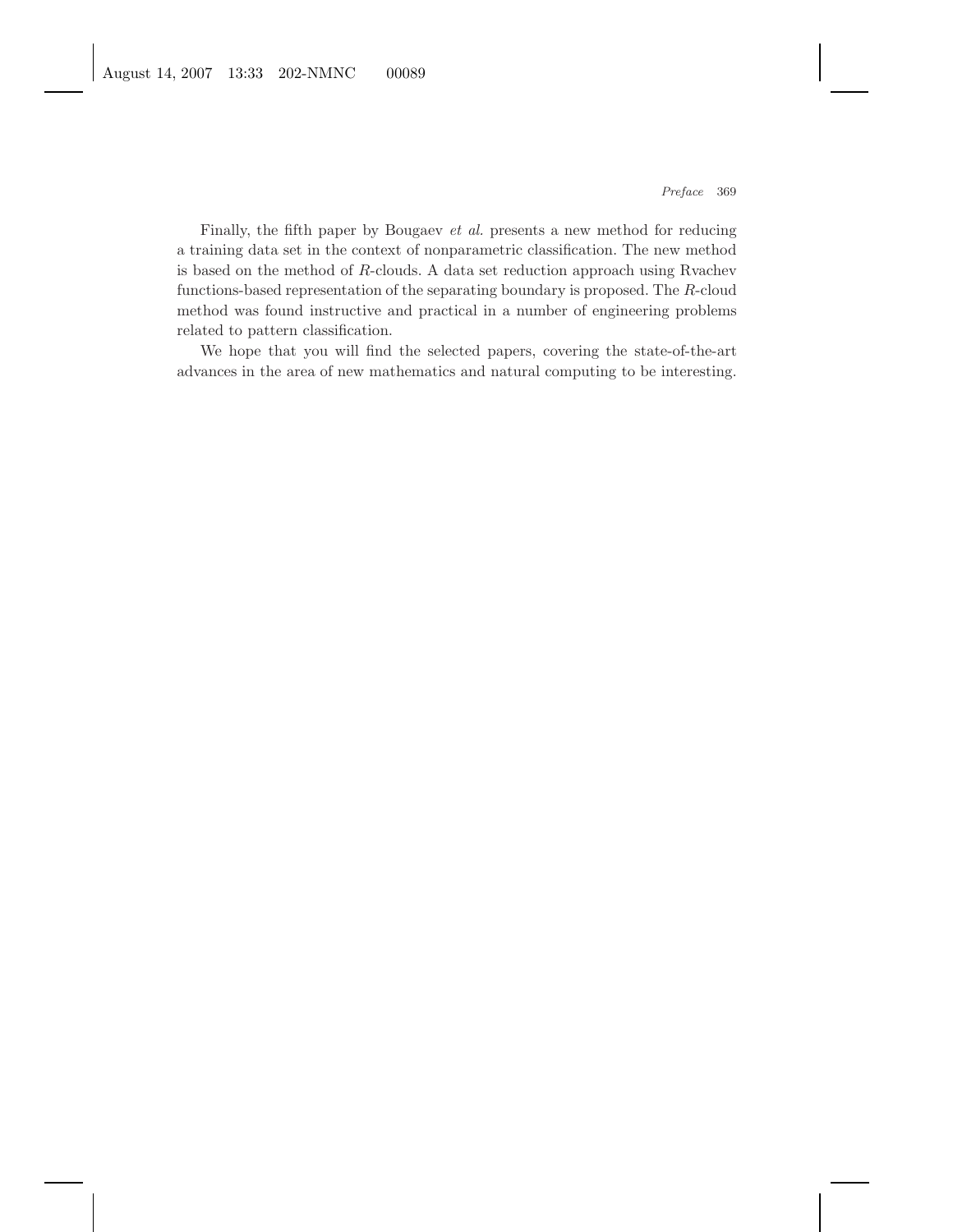Finally, the fifth paper by Bougaev *et al.* presents a new method for reducing a training data set in the context of nonparametric classification. The new method is based on the method of $R$-clouds. A data set reduction approach using Rvachev functions-based representation of the separating boundary is proposed. The $R$-cloud method was found instructive and practical in a number of engineering problems related to pattern classification.

We hope that you will find the selected papers, covering the state-of-the-art advances in the area of new mathematics and natural computing to be interesting.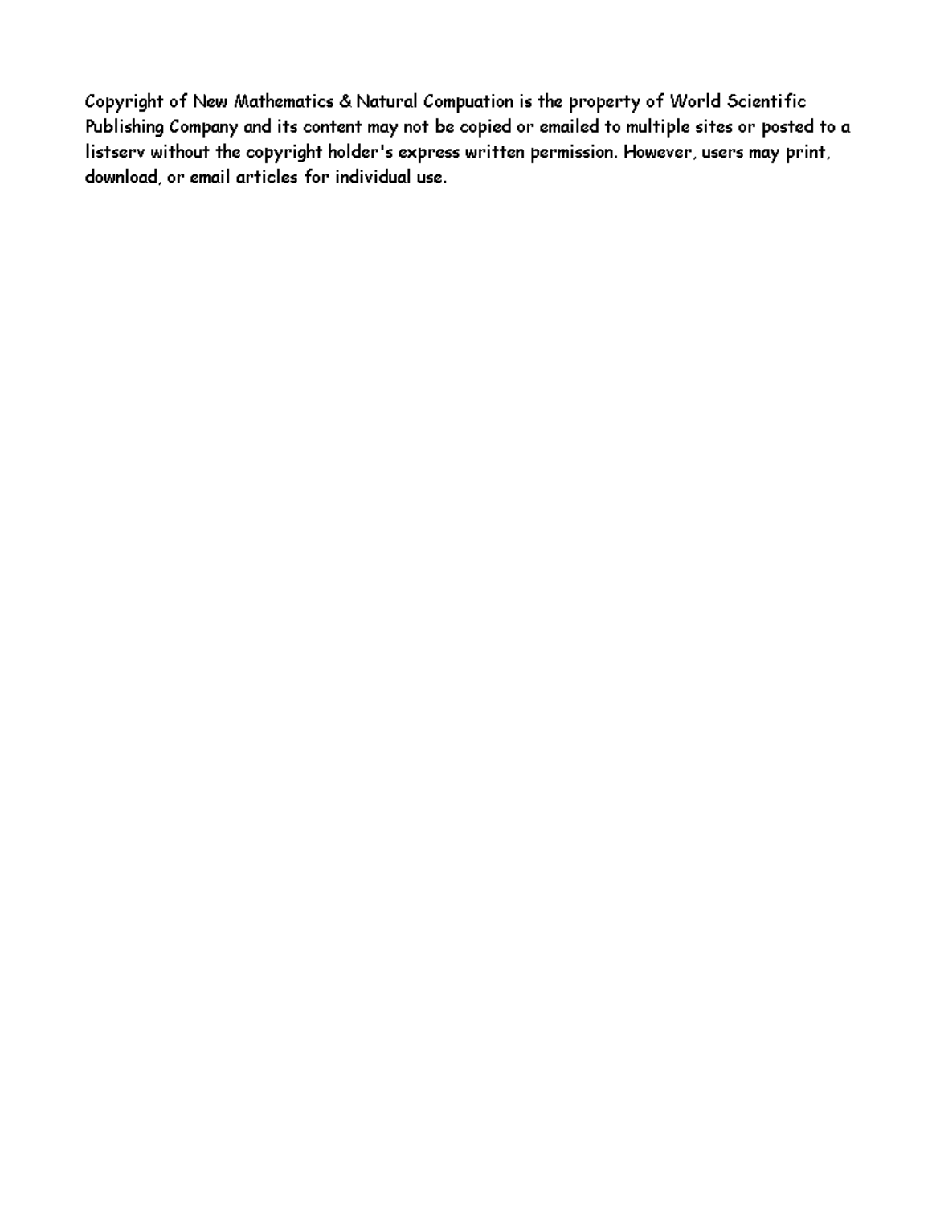Copyright of New Mathematics & Natural Compuation is the property of World Scientific Publishing Company and its content may not be copied or emailed to multiple sites or posted to a listserv without the copyright holder's express written permission. However, users may print, download, or email articles for individual use.